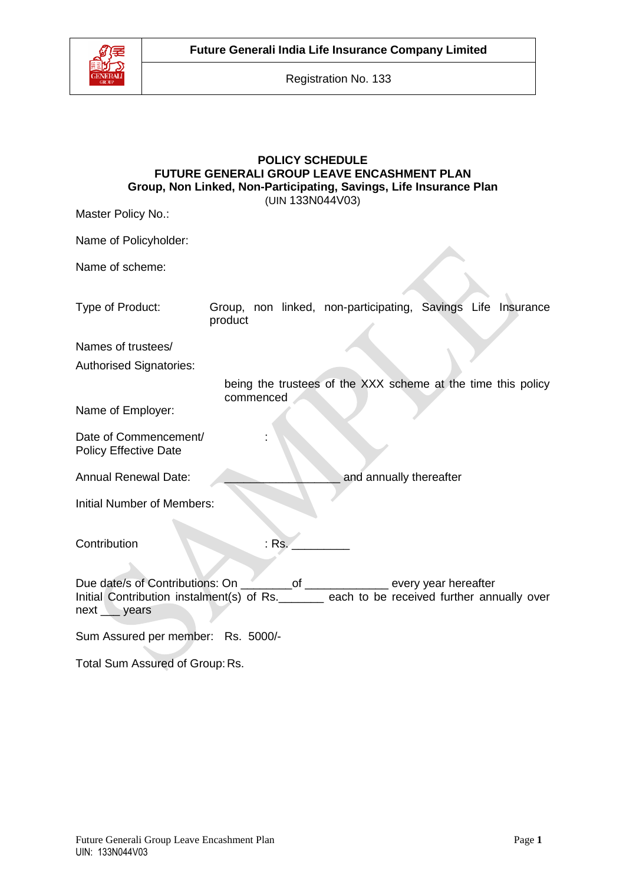**Future Generali India Life Insurance Company Limited**

Registration No. 133

# POLICY SCHEDULE
## FUTURE GENERALI GROUP LEAVE ENCASHMENT PLAN
### Group, Non Linked, Non-Participating, Savings, Life Insurance Plan

(UIN 133N044V03)

Master Policy No.:

Name of Policyholder:

Name of scheme:

Type of Product: Group, non linked, non-participating, Savings Life Insurance product

Names of trustees/

Authorised Signatories:

being the trustees of the XXX scheme at the time this policy commenced

Name of Employer:

Date of Commencement/ Policy Effective Date :

Annual Renewal Date: ________________ and annually thereafter

Initial Number of Members:

Contribution : Rs. _________

Due date/s of Contributions: On _______of ____________ every year hereafter

Initial Contribution instalment(s) of Rs._______ each to be received further annually over next ___ years

Sum Assured per member: Rs. 5000/-

Total Sum Assured of Group: Rs.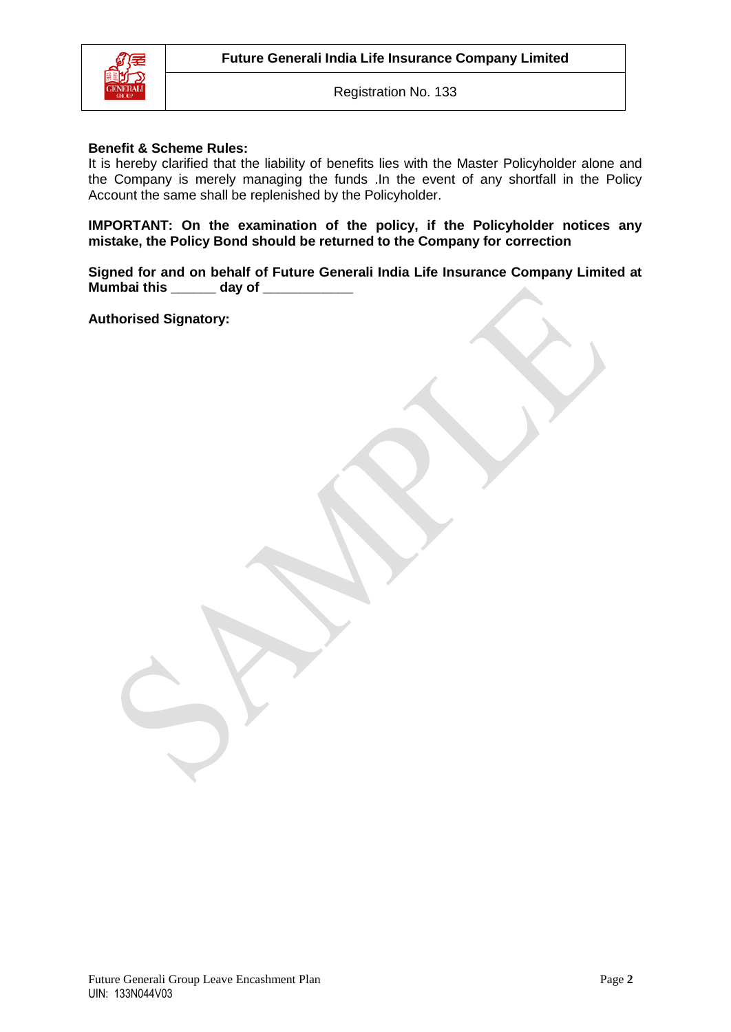**Benefit & Scheme Rules:**
It is hereby clarified that the liability of benefits lies with the Master Policyholder alone and the Company is merely managing the funds .In the event of any shortfall in the Policy Account the same shall be replenished by the Policyholder.

**IMPORTANT: On the examination of the policy, if the Policyholder notices any mistake, the Policy Bond should be returned to the Company for correction**

**Signed for and on behalf of Future Generali India Life Insurance Company Limited at Mumbai this ______ day of ____________**

**Authorised Signatory:**